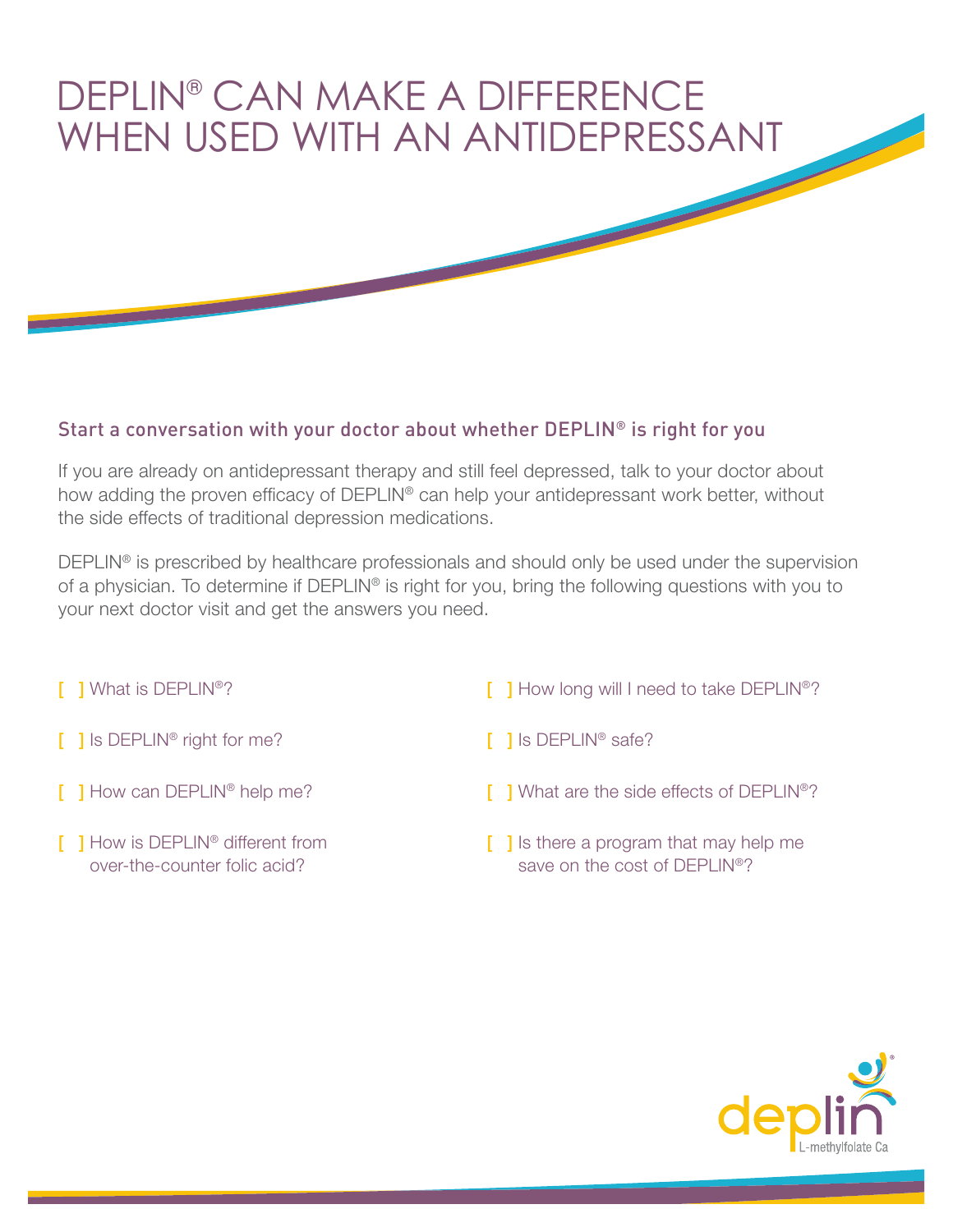# DEPLIN® CAN MAKE A DIFFERENCE WHEN USED WITH AN ANTIDEPRESSANT

## Start a conversation with your doctor about whether DEPLIN® is right for you

If you are already on antidepressant therapy and still feel depressed, talk to your doctor about how adding the proven efficacy of DEPLIN® can help your antidepressant work better, without the side effects of traditional depression medications.

DEPLIN® is prescribed by healthcare professionals and should only be used under the supervision of a physician. To determine if DEPLIN® is right for you, bring the following questions with you to your next doctor visit and get the answers you need.

[ ] What is DEPLIN®?

[ ] Is DEPLIN® right for me?

[ ] How can DEPLIN® help me?

[ ] How is DEPLIN® different from over-the-counter folic acid?

[ ] How long will I need to take DEPLIN®?

[ ] Is DEPLIN® safe?

[ ] What are the side effects of DEPLIN®?

[ ] Is there a program that may help me save on the cost of DEPLIN®?

deplin® L-methylfolate Ca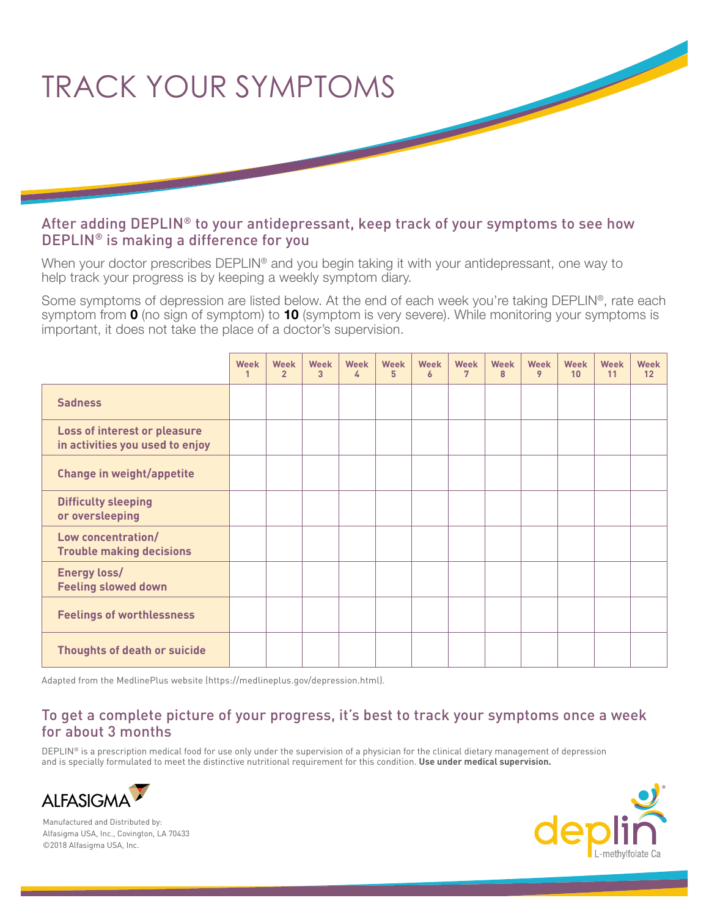# TRACK YOUR SYMPTOMS

## After adding DEPLIN® to your antidepressant, keep track of your symptoms to see how DEPLIN® is making a difference for you

When your doctor prescribes DEPLIN® and you begin taking it with your antidepressant, one way to help track your progress is by keeping a weekly symptom diary.

Some symptoms of depression are listed below. At the end of each week you're taking DEPLIN®, rate each symptom from **0** (no sign of symptom) to **10** (symptom is very severe). While monitoring your symptoms is important, it does not take the place of a doctor's supervision.

| | Week 1 | Week 2 | Week 3 | Week 4 | Week 5 | Week 6 | Week 7 | Week 8 | Week 9 | Week 10 | Week 11 | Week 12 |
|---|---|---|---|---|---|---|---|---|---|---|---|---|
| **Sadness** | | | | | | | | | | | | |
| **Loss of interest or pleasure in activities you used to enjoy** | | | | | | | | | | | | |
| **Change in weight/appetite** | | | | | | | | | | | | |
| **Difficulty sleeping or oversleeping** | | | | | | | | | | | | |
| **Low concentration/ Trouble making decisions** | | | | | | | | | | | | |
| **Energy loss/ Feeling slowed down** | | | | | | | | | | | | |
| **Feelings of worthlessness** | | | | | | | | | | | | |
| **Thoughts of death or suicide** | | | | | | | | | | | | |

Adapted from the MedlinePlus website (https://medlineplus.gov/depression.html).

## To get a complete picture of your progress, it's best to track your symptoms once a week for about 3 months

DEPLIN® is a prescription medical food for use only under the supervision of a physician for the clinical dietary management of depression and is specially formulated to meet the distinctive nutritional requirement for this condition. **Use under medical supervision.**

ALFASIGMA

Manufactured and Distributed by:
Alfasigma USA, Inc., Covington, LA 70433
©2018 Alfasigma USA, Inc.

deplin® L-methylfolate Ca